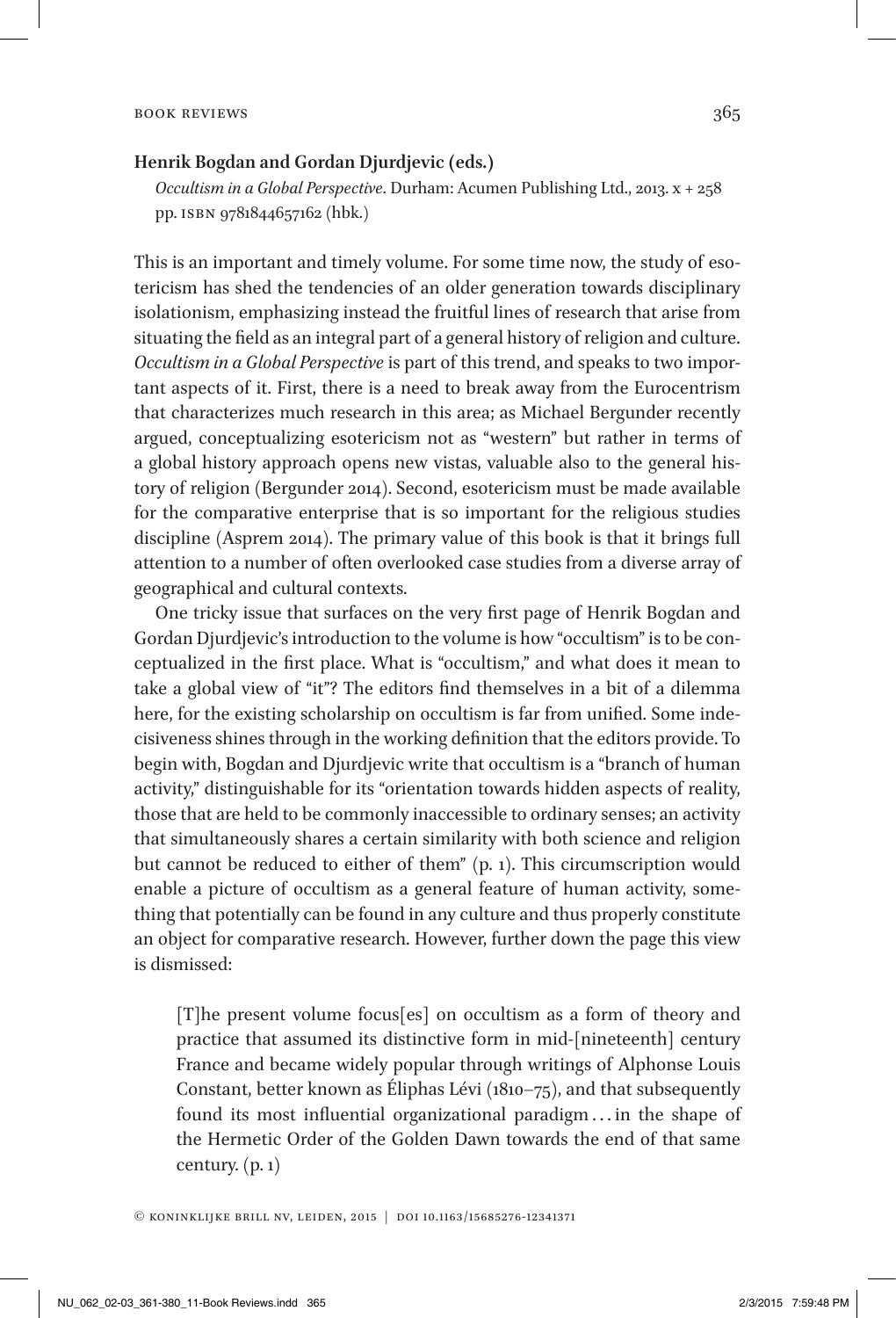**Henrik Bogdan and Gordan Djurdjevic (eds.)**

*Occultism in a Global Perspective*. Durham: Acumen Publishing Ltd., 2013. x + 258 pp. ISBN 9781844657162 (hbk.)

This is an important and timely volume. For some time now, the study of esotericism has shed the tendencies of an older generation towards disciplinary isolationism, emphasizing instead the fruitful lines of research that arise from situating the field as an integral part of a general history of religion and culture. *Occultism in a Global Perspective* is part of this trend, and speaks to two important aspects of it. First, there is a need to break away from the Eurocentrism that characterizes much research in this area; as Michael Bergunder recently argued, conceptualizing esotericism not as "western" but rather in terms of a global history approach opens new vistas, valuable also to the general history of religion (Bergunder 2014). Second, esotericism must be made available for the comparative enterprise that is so important for the religious studies discipline (Asprem 2014). The primary value of this book is that it brings full attention to a number of often overlooked case studies from a diverse array of geographical and cultural contexts.

One tricky issue that surfaces on the very first page of Henrik Bogdan and Gordan Djurdjevic's introduction to the volume is how "occultism" is to be conceptualized in the first place. What is "occultism," and what does it mean to take a global view of "it"? The editors find themselves in a bit of a dilemma here, for the existing scholarship on occultism is far from unified. Some indecisiveness shines through in the working definition that the editors provide. To begin with, Bogdan and Djurdjevic write that occultism is a "branch of human activity," distinguishable for its "orientation towards hidden aspects of reality, those that are held to be commonly inaccessible to ordinary senses; an activity that simultaneously shares a certain similarity with both science and religion but cannot be reduced to either of them" (p. 1). This circumscription would enable a picture of occultism as a general feature of human activity, something that potentially can be found in any culture and thus properly constitute an object for comparative research. However, further down the page this view is dismissed:

> [T]he present volume focus[es] on occultism as a form of theory and practice that assumed its distinctive form in mid-[nineteenth] century France and became widely popular through writings of Alphonse Louis Constant, better known as Éliphas Lévi (1810–75), and that subsequently found its most influential organizational paradigm . . . in the shape of the Hermetic Order of the Golden Dawn towards the end of that same century. (p. 1)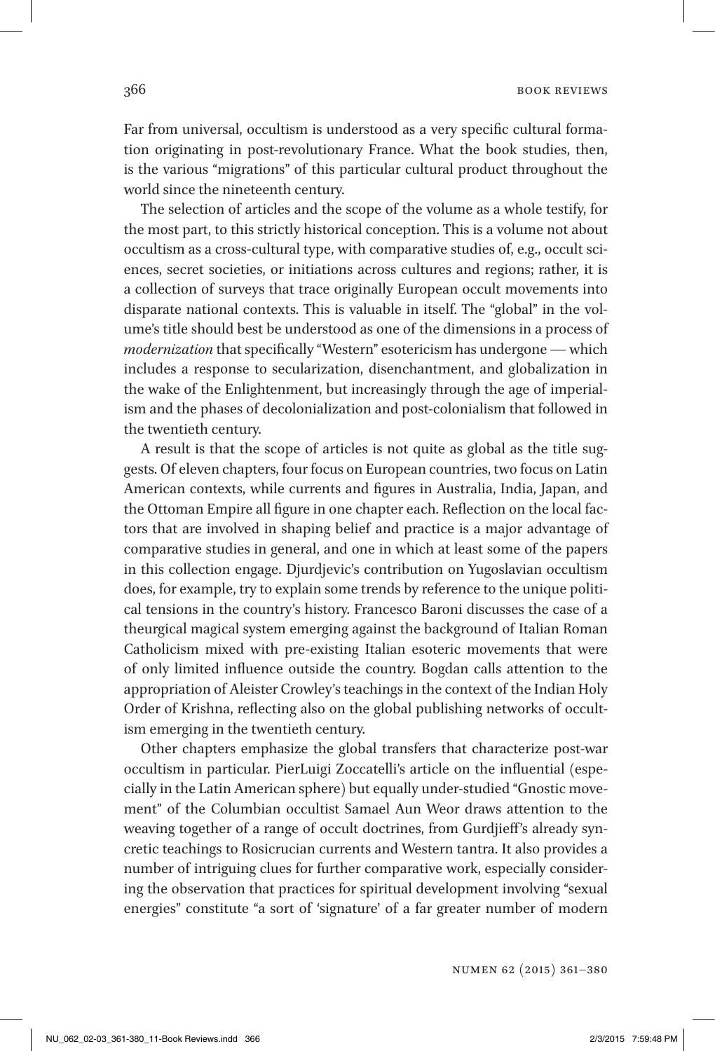Far from universal, occultism is understood as a very specific cultural formation originating in post-revolutionary France. What the book studies, then, is the various "migrations" of this particular cultural product throughout the world since the nineteenth century.

The selection of articles and the scope of the volume as a whole testify, for the most part, to this strictly historical conception. This is a volume not about occultism as a cross-cultural type, with comparative studies of, e.g., occult sciences, secret societies, or initiations across cultures and regions; rather, it is a collection of surveys that trace originally European occult movements into disparate national contexts. This is valuable in itself. The "global" in the volume's title should best be understood as one of the dimensions in a process of *modernization* that specifically "Western" esotericism has undergone — which includes a response to secularization, disenchantment, and globalization in the wake of the Enlightenment, but increasingly through the age of imperialism and the phases of decolonialization and post-colonialism that followed in the twentieth century.

A result is that the scope of articles is not quite as global as the title suggests. Of eleven chapters, four focus on European countries, two focus on Latin American contexts, while currents and figures in Australia, India, Japan, and the Ottoman Empire all figure in one chapter each. Reflection on the local factors that are involved in shaping belief and practice is a major advantage of comparative studies in general, and one in which at least some of the papers in this collection engage. Djurdjevic's contribution on Yugoslavian occultism does, for example, try to explain some trends by reference to the unique political tensions in the country's history. Francesco Baroni discusses the case of a theurgical magical system emerging against the background of Italian Roman Catholicism mixed with pre-existing Italian esoteric movements that were of only limited influence outside the country. Bogdan calls attention to the appropriation of Aleister Crowley's teachings in the context of the Indian Holy Order of Krishna, reflecting also on the global publishing networks of occultism emerging in the twentieth century.

Other chapters emphasize the global transfers that characterize post-war occultism in particular. PierLuigi Zoccatelli's article on the influential (especially in the Latin American sphere) but equally under-studied "Gnostic movement" of the Columbian occultist Samael Aun Weor draws attention to the weaving together of a range of occult doctrines, from Gurdjieff's already syncretic teachings to Rosicrucian currents and Western tantra. It also provides a number of intriguing clues for further comparative work, especially considering the observation that practices for spiritual development involving "sexual energies" constitute "a sort of 'signature' of a far greater number of modern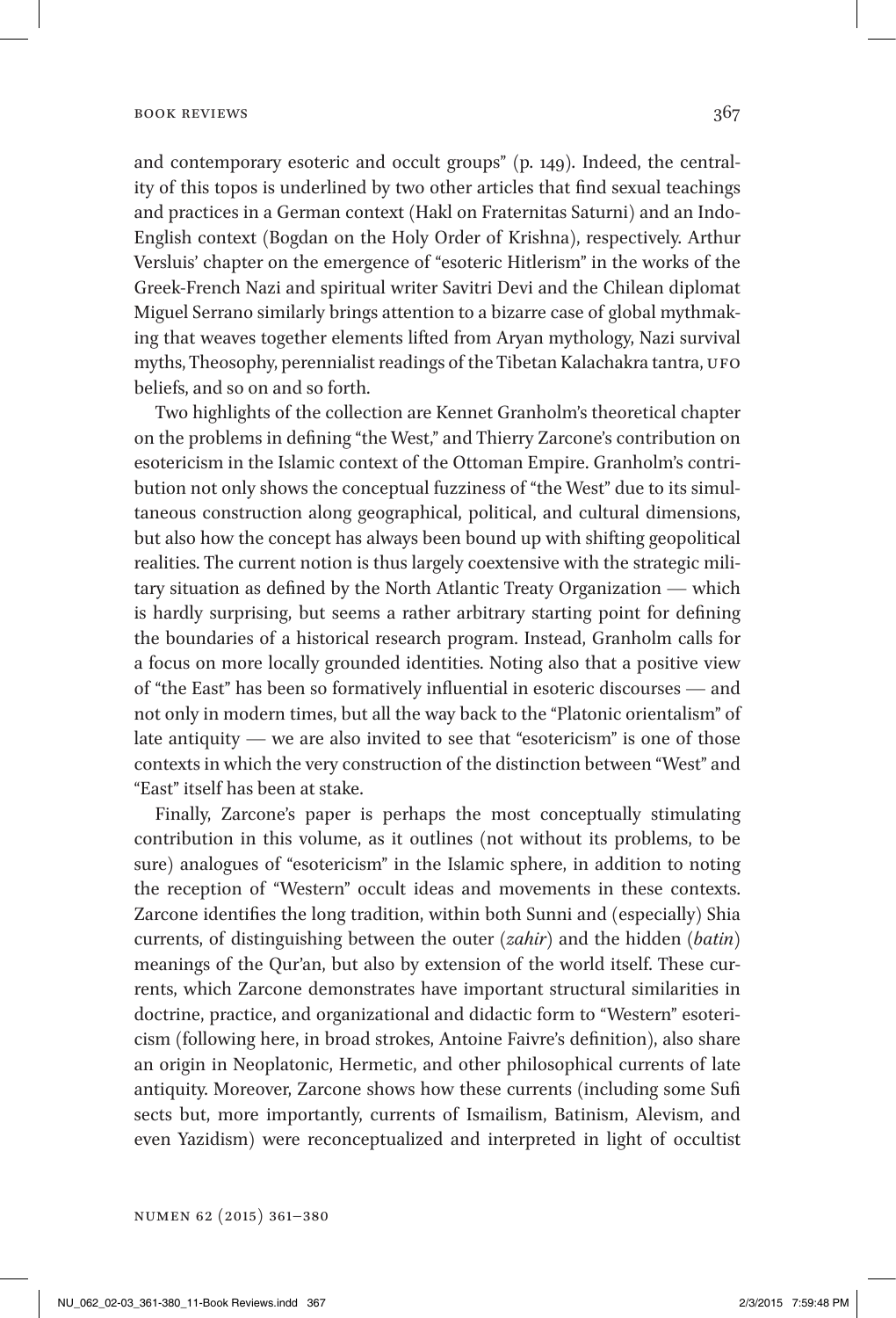and contemporary esoteric and occult groups" (p. 149). Indeed, the centrality of this topos is underlined by two other articles that find sexual teachings and practices in a German context (Hakl on Fraternitas Saturni) and an Indo-English context (Bogdan on the Holy Order of Krishna), respectively. Arthur Versluis' chapter on the emergence of "esoteric Hitlerism" in the works of the Greek-French Nazi and spiritual writer Savitri Devi and the Chilean diplomat Miguel Serrano similarly brings attention to a bizarre case of global mythmaking that weaves together elements lifted from Aryan mythology, Nazi survival myths, Theosophy, perennialist readings of the Tibetan Kalachakra tantra, UFO beliefs, and so on and so forth.

Two highlights of the collection are Kennet Granholm's theoretical chapter on the problems in defining "the West," and Thierry Zarcone's contribution on esotericism in the Islamic context of the Ottoman Empire. Granholm's contribution not only shows the conceptual fuzziness of "the West" due to its simultaneous construction along geographical, political, and cultural dimensions, but also how the concept has always been bound up with shifting geopolitical realities. The current notion is thus largely coextensive with the strategic military situation as defined by the North Atlantic Treaty Organization — which is hardly surprising, but seems a rather arbitrary starting point for defining the boundaries of a historical research program. Instead, Granholm calls for a focus on more locally grounded identities. Noting also that a positive view of "the East" has been so formatively influential in esoteric discourses — and not only in modern times, but all the way back to the "Platonic orientalism" of late antiquity — we are also invited to see that "esotericism" is one of those contexts in which the very construction of the distinction between "West" and "East" itself has been at stake.

Finally, Zarcone's paper is perhaps the most conceptually stimulating contribution in this volume, as it outlines (not without its problems, to be sure) analogues of "esotericism" in the Islamic sphere, in addition to noting the reception of "Western" occult ideas and movements in these contexts. Zarcone identifies the long tradition, within both Sunni and (especially) Shia currents, of distinguishing between the outer (*zahir*) and the hidden (*batin*) meanings of the Qur'an, but also by extension of the world itself. These currents, which Zarcone demonstrates have important structural similarities in doctrine, practice, and organizational and didactic form to "Western" esotericism (following here, in broad strokes, Antoine Faivre's definition), also share an origin in Neoplatonic, Hermetic, and other philosophical currents of late antiquity. Moreover, Zarcone shows how these currents (including some Sufi sects but, more importantly, currents of Ismailism, Batinism, Alevism, and even Yazidism) were reconceptualized and interpreted in light of occultist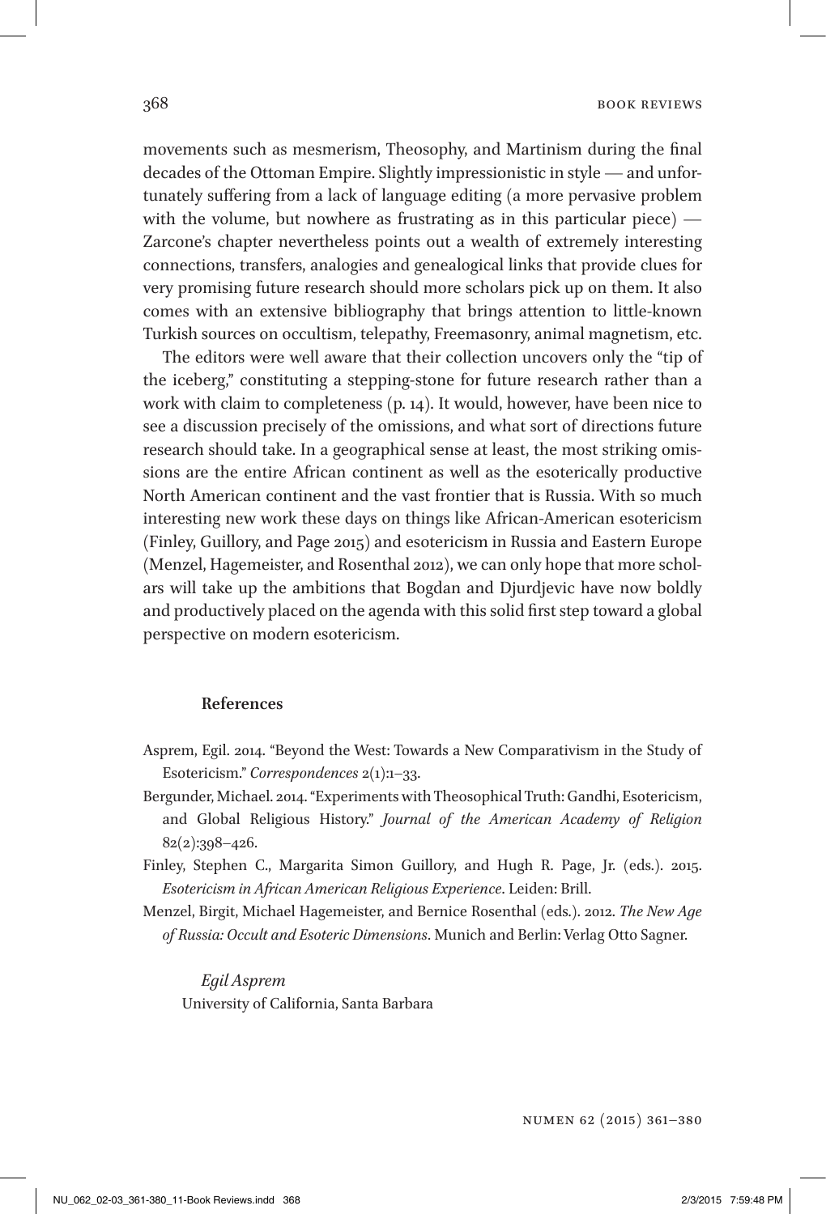movements such as mesmerism, Theosophy, and Martinism during the final decades of the Ottoman Empire. Slightly impressionistic in style — and unfortunately suffering from a lack of language editing (a more pervasive problem with the volume, but nowhere as frustrating as in this particular piece) — Zarcone's chapter nevertheless points out a wealth of extremely interesting connections, transfers, analogies and genealogical links that provide clues for very promising future research should more scholars pick up on them. It also comes with an extensive bibliography that brings attention to little-known Turkish sources on occultism, telepathy, Freemasonry, animal magnetism, etc.

The editors were well aware that their collection uncovers only the "tip of the iceberg," constituting a stepping-stone for future research rather than a work with claim to completeness (p. 14). It would, however, have been nice to see a discussion precisely of the omissions, and what sort of directions future research should take. In a geographical sense at least, the most striking omissions are the entire African continent as well as the esoterically productive North American continent and the vast frontier that is Russia. With so much interesting new work these days on things like African-American esotericism (Finley, Guillory, and Page 2015) and esotericism in Russia and Eastern Europe (Menzel, Hagemeister, and Rosenthal 2012), we can only hope that more scholars will take up the ambitions that Bogdan and Djurdjevic have now boldly and productively placed on the agenda with this solid first step toward a global perspective on modern esotericism.

### References

Asprem, Egil. 2014. "Beyond the West: Towards a New Comparativism in the Study of Esotericism." *Correspondences* 2(1):1–33.

Bergunder, Michael. 2014. "Experiments with Theosophical Truth: Gandhi, Esotericism, and Global Religious History." *Journal of the American Academy of Religion* 82(2):398–426.

Finley, Stephen C., Margarita Simon Guillory, and Hugh R. Page, Jr. (eds.). 2015. *Esotericism in African American Religious Experience*. Leiden: Brill.

Menzel, Birgit, Michael Hagemeister, and Bernice Rosenthal (eds.). 2012. *The New Age of Russia: Occult and Esoteric Dimensions*. Munich and Berlin: Verlag Otto Sagner.

*Egil Asprem*
University of California, Santa Barbara